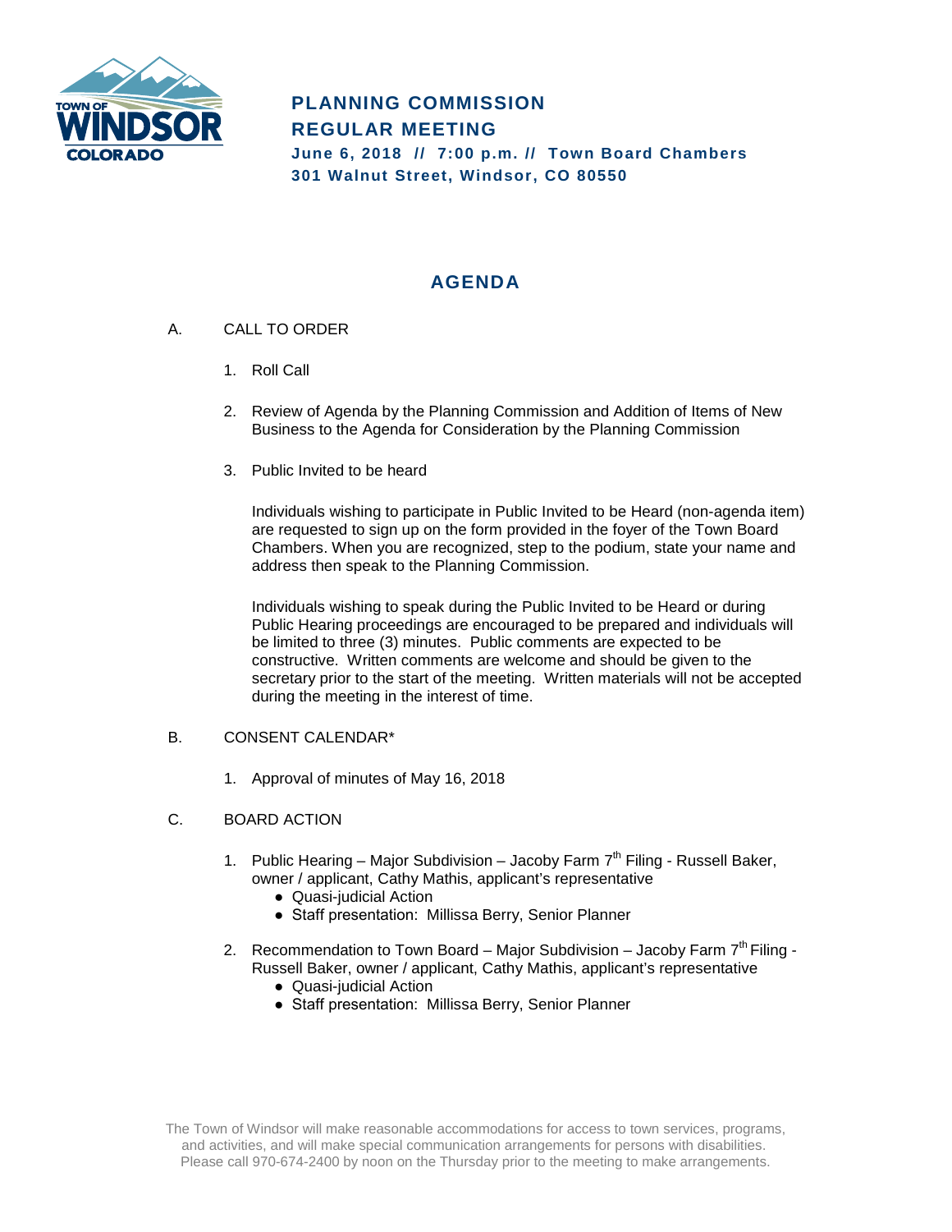# PLANNING COMMISSION REGULAR MEETING

**June 6, 2018 // 7:00 p.m. // Town Board Chambers**
**301 Walnut Street, Windsor, CO 80550**

## AGENDA

A. CALL TO ORDER

1. Roll Call

2. Review of Agenda by the Planning Commission and Addition of Items of New Business to the Agenda for Consideration by the Planning Commission

3. Public Invited to be heard

   Individuals wishing to participate in Public Invited to be Heard (non-agenda item) are requested to sign up on the form provided in the foyer of the Town Board Chambers. When you are recognized, step to the podium, state your name and address then speak to the Planning Commission.

   Individuals wishing to speak during the Public Invited to be Heard or during Public Hearing proceedings are encouraged to be prepared and individuals will be limited to three (3) minutes. Public comments are expected to be constructive. Written comments are welcome and should be given to the secretary prior to the start of the meeting. Written materials will not be accepted during the meeting in the interest of time.

B. CONSENT CALENDAR*

1. Approval of minutes of May 16, 2018

C. BOARD ACTION

1. Public Hearing – Major Subdivision – Jacoby Farm 7th Filing - Russell Baker, owner / applicant, Cathy Mathis, applicant's representative
   - Quasi-judicial Action
   - Staff presentation: Millissa Berry, Senior Planner

2. Recommendation to Town Board – Major Subdivision – Jacoby Farm 7th Filing - Russell Baker, owner / applicant, Cathy Mathis, applicant's representative
   - Quasi-judicial Action
   - Staff presentation: Millissa Berry, Senior Planner

The Town of Windsor will make reasonable accommodations for access to town services, programs, and activities, and will make special communication arrangements for persons with disabilities. Please call 970-674-2400 by noon on the Thursday prior to the meeting to make arrangements.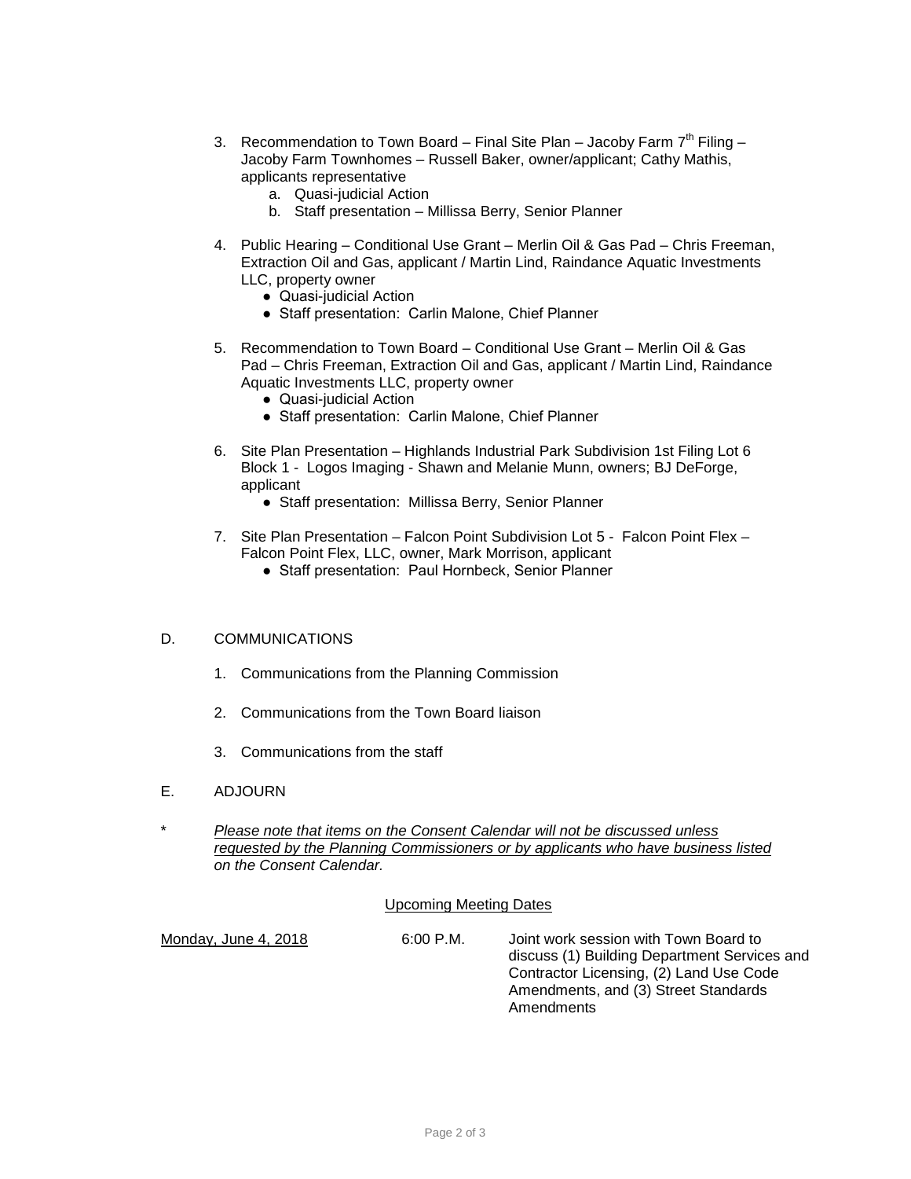3. Recommendation to Town Board – Final Site Plan – Jacoby Farm 7th Filing – Jacoby Farm Townhomes – Russell Baker, owner/applicant; Cathy Mathis, applicants representative
   a. Quasi-judicial Action
   b. Staff presentation – Millissa Berry, Senior Planner

4. Public Hearing – Conditional Use Grant – Merlin Oil & Gas Pad – Chris Freeman, Extraction Oil and Gas, applicant / Martin Lind, Raindance Aquatic Investments LLC, property owner
   - Quasi-judicial Action
   - Staff presentation: Carlin Malone, Chief Planner

5. Recommendation to Town Board – Conditional Use Grant – Merlin Oil & Gas Pad – Chris Freeman, Extraction Oil and Gas, applicant / Martin Lind, Raindance Aquatic Investments LLC, property owner
   - Quasi-judicial Action
   - Staff presentation: Carlin Malone, Chief Planner

6. Site Plan Presentation – Highlands Industrial Park Subdivision 1st Filing Lot 6 Block 1 - Logos Imaging - Shawn and Melanie Munn, owners; BJ DeForge, applicant
   - Staff presentation: Millissa Berry, Senior Planner

7. Site Plan Presentation – Falcon Point Subdivision Lot 5 - Falcon Point Flex – Falcon Point Flex, LLC, owner, Mark Morrison, applicant
   - Staff presentation: Paul Hornbeck, Senior Planner

D. COMMUNICATIONS

1. Communications from the Planning Commission

2. Communications from the Town Board liaison

3. Communications from the staff

E. ADJOURN

\* *Please note that items on the Consent Calendar will not be discussed unless requested by the Planning Commissioners or by applicants who have business listed on the Consent Calendar.*

Upcoming Meeting Dates

| | | |
|---|---|---|
| Monday, June 4, 2018 | 6:00 P.M. | Joint work session with Town Board to discuss (1) Building Department Services and Contractor Licensing, (2) Land Use Code Amendments, and (3) Street Standards Amendments |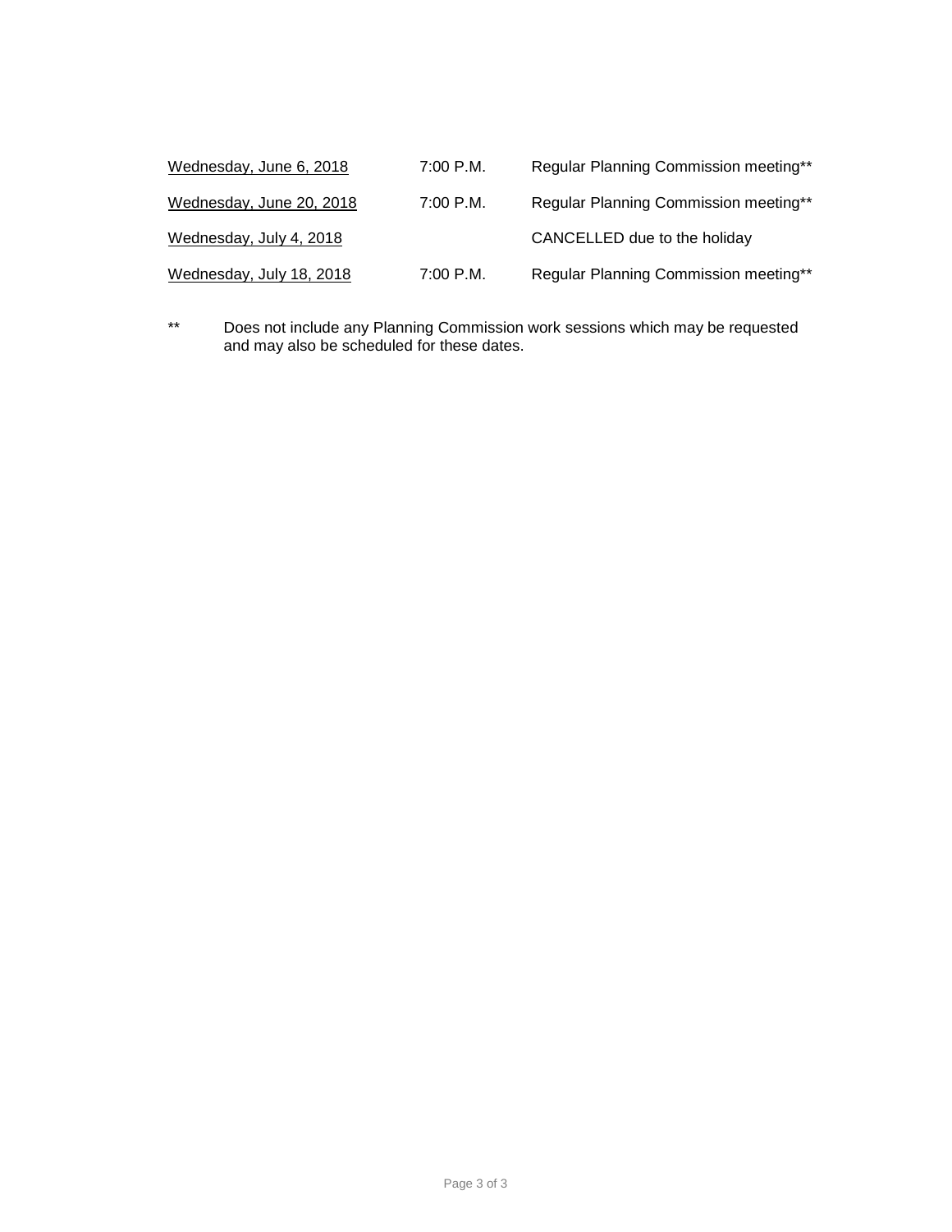| | | |
|---|---|---|
| Wednesday, June 6, 2018 | 7:00 P.M. | Regular Planning Commission meeting** |
| Wednesday, June 20, 2018 | 7:00 P.M. | Regular Planning Commission meeting** |
| Wednesday, July 4, 2018 | | CANCELLED due to the holiday |
| Wednesday, July 18, 2018 | 7:00 P.M. | Regular Planning Commission meeting** |

** Does not include any Planning Commission work sessions which may be requested and may also be scheduled for these dates.